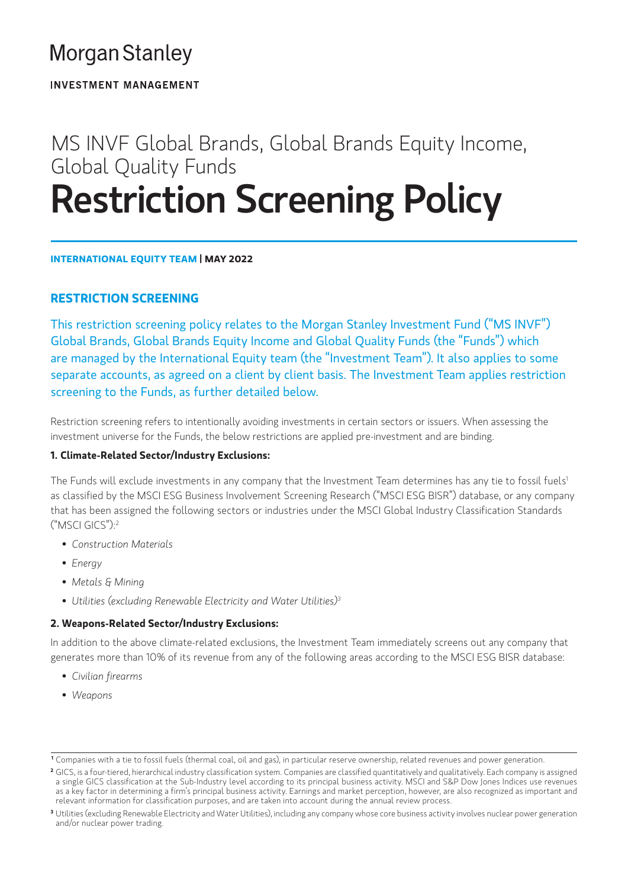Morgan Stanley

INVESTMENT MANAGEMENT

# MS INVF Global Brands, Global Brands Equity Income, Global Quality Funds

# Restriction Screening Policy

**INTERNATIONAL EQUITY TEAM | MAY 2022**

## RESTRICTION SCREENING

This restriction screening policy relates to the Morgan Stanley Investment Fund ("MS INVF") Global Brands, Global Brands Equity Income and Global Quality Funds (the "Funds") which are managed by the International Equity team (the "Investment Team"). It also applies to some separate accounts, as agreed on a client by client basis. The Investment Team applies restriction screening to the Funds, as further detailed below.

Restriction screening refers to intentionally avoiding investments in certain sectors or issuers. When assessing the investment universe for the Funds, the below restrictions are applied pre-investment and are binding.

**1. Climate-Related Sector/Industry Exclusions:**

The Funds will exclude investments in any company that the Investment Team determines has any tie to fossil fuels[1] as classified by the MSCI ESG Business Involvement Screening Research ("MSCI ESG BISR") database, or any company that has been assigned the following sectors or industries under the MSCI Global Industry Classification Standards ("MSCI GICS"):[2]

- *Construction Materials*
- *Energy*
- *Metals & Mining*
- *Utilities (excluding Renewable Electricity and Water Utilities)*[3]

**2. Weapons-Related Sector/Industry Exclusions:**

In addition to the above climate-related exclusions, the Investment Team immediately screens out any company that generates more than 10% of its revenue from any of the following areas according to the MSCI ESG BISR database:

- *Civilian firearms*
- *Weapons*

---

[1] Companies with a tie to fossil fuels (thermal coal, oil and gas), in particular reserve ownership, related revenues and power generation.

[2] GICS, is a four-tiered, hierarchical industry classification system. Companies are classified quantitatively and qualitatively. Each company is assigned a single GICS classification at the Sub-Industry level according to its principal business activity. MSCI and S&P Dow Jones Indices use revenues as a key factor in determining a firm's principal business activity. Earnings and market perception, however, are also recognized as important and relevant information for classification purposes, and are taken into account during the annual review process.

[3] Utilities (excluding Renewable Electricity and Water Utilities), including any company whose core business activity involves nuclear power generation and/or nuclear power trading.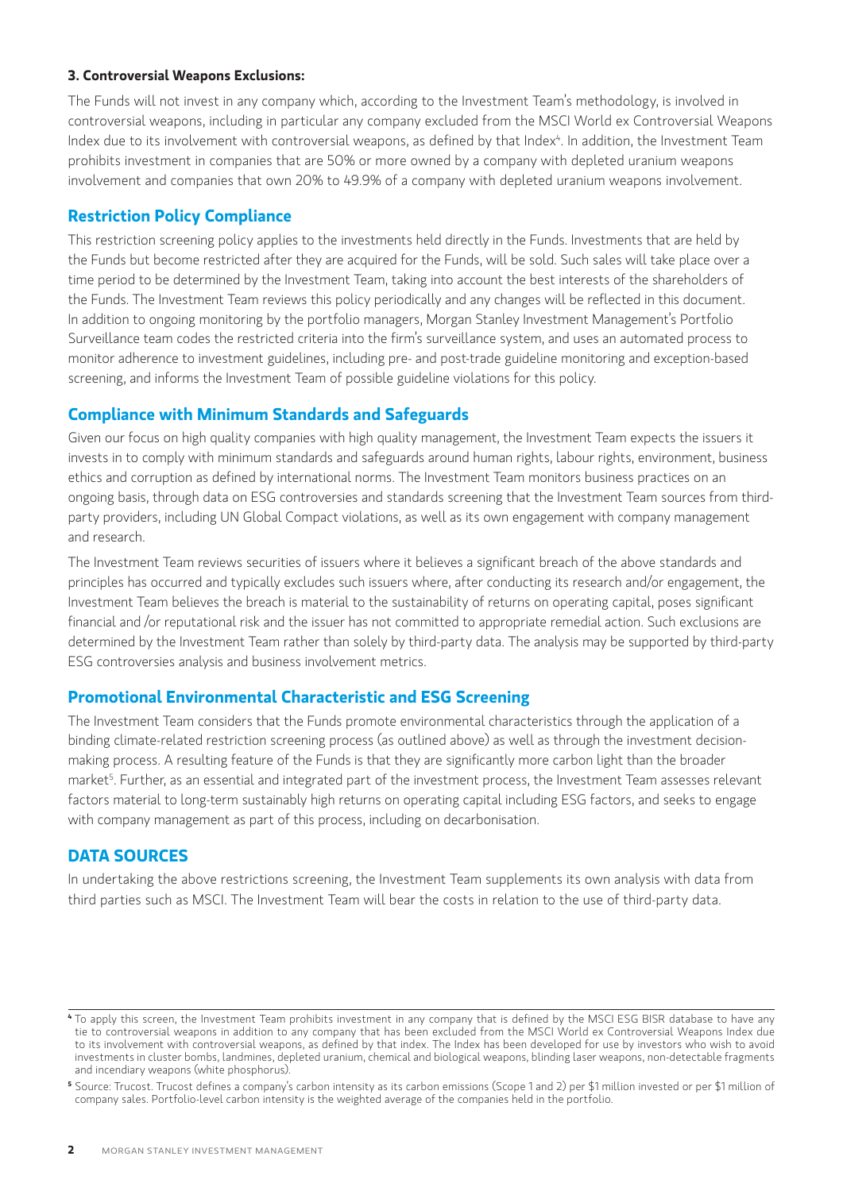**3. Controversial Weapons Exclusions:**

The Funds will not invest in any company which, according to the Investment Team's methodology, is involved in controversial weapons, including in particular any company excluded from the MSCI World ex Controversial Weapons Index due to its involvement with controversial weapons, as defined by that Index[4]. In addition, the Investment Team prohibits investment in companies that are 50% or more owned by a company with depleted uranium weapons involvement and companies that own 20% to 49.9% of a company with depleted uranium weapons involvement.

## Restriction Policy Compliance

This restriction screening policy applies to the investments held directly in the Funds. Investments that are held by the Funds but become restricted after they are acquired for the Funds, will be sold. Such sales will take place over a time period to be determined by the Investment Team, taking into account the best interests of the shareholders of the Funds. The Investment Team reviews this policy periodically and any changes will be reflected in this document. In addition to ongoing monitoring by the portfolio managers, Morgan Stanley Investment Management's Portfolio Surveillance team codes the restricted criteria into the firm's surveillance system, and uses an automated process to monitor adherence to investment guidelines, including pre- and post-trade guideline monitoring and exception-based screening, and informs the Investment Team of possible guideline violations for this policy.

## Compliance with Minimum Standards and Safeguards

Given our focus on high quality companies with high quality management, the Investment Team expects the issuers it invests in to comply with minimum standards and safeguards around human rights, labour rights, environment, business ethics and corruption as defined by international norms. The Investment Team monitors business practices on an ongoing basis, through data on ESG controversies and standards screening that the Investment Team sources from third-party providers, including UN Global Compact violations, as well as its own engagement with company management and research.

The Investment Team reviews securities of issuers where it believes a significant breach of the above standards and principles has occurred and typically excludes such issuers where, after conducting its research and/or engagement, the Investment Team believes the breach is material to the sustainability of returns on operating capital, poses significant financial and /or reputational risk and the issuer has not committed to appropriate remedial action. Such exclusions are determined by the Investment Team rather than solely by third-party data. The analysis may be supported by third-party ESG controversies analysis and business involvement metrics.

## Promotional Environmental Characteristic and ESG Screening

The Investment Team considers that the Funds promote environmental characteristics through the application of a binding climate-related restriction screening process (as outlined above) as well as through the investment decision-making process. A resulting feature of the Funds is that they are significantly more carbon light than the broader market[5]. Further, as an essential and integrated part of the investment process, the Investment Team assesses relevant factors material to long-term sustainably high returns on operating capital including ESG factors, and seeks to engage with company management as part of this process, including on decarbonisation.

## DATA SOURCES

In undertaking the above restrictions screening, the Investment Team supplements its own analysis with data from third parties such as MSCI. The Investment Team will bear the costs in relation to the use of third-party data.

---

[4] To apply this screen, the Investment Team prohibits investment in any company that is defined by the MSCI ESG BISR database to have any tie to controversial weapons in addition to any company that has been excluded from the MSCI World ex Controversial Weapons Index due to its involvement with controversial weapons, as defined by that index. The Index has been developed for use by investors who wish to avoid investments in cluster bombs, landmines, depleted uranium, chemical and biological weapons, blinding laser weapons, non-detectable fragments and incendiary weapons (white phosphorus).

[5] Source: Trucost. Trucost defines a company's carbon intensity as its carbon emissions (Scope 1 and 2) per $1 million invested or per $1 million of company sales. Portfolio-level carbon intensity is the weighted average of the companies held in the portfolio.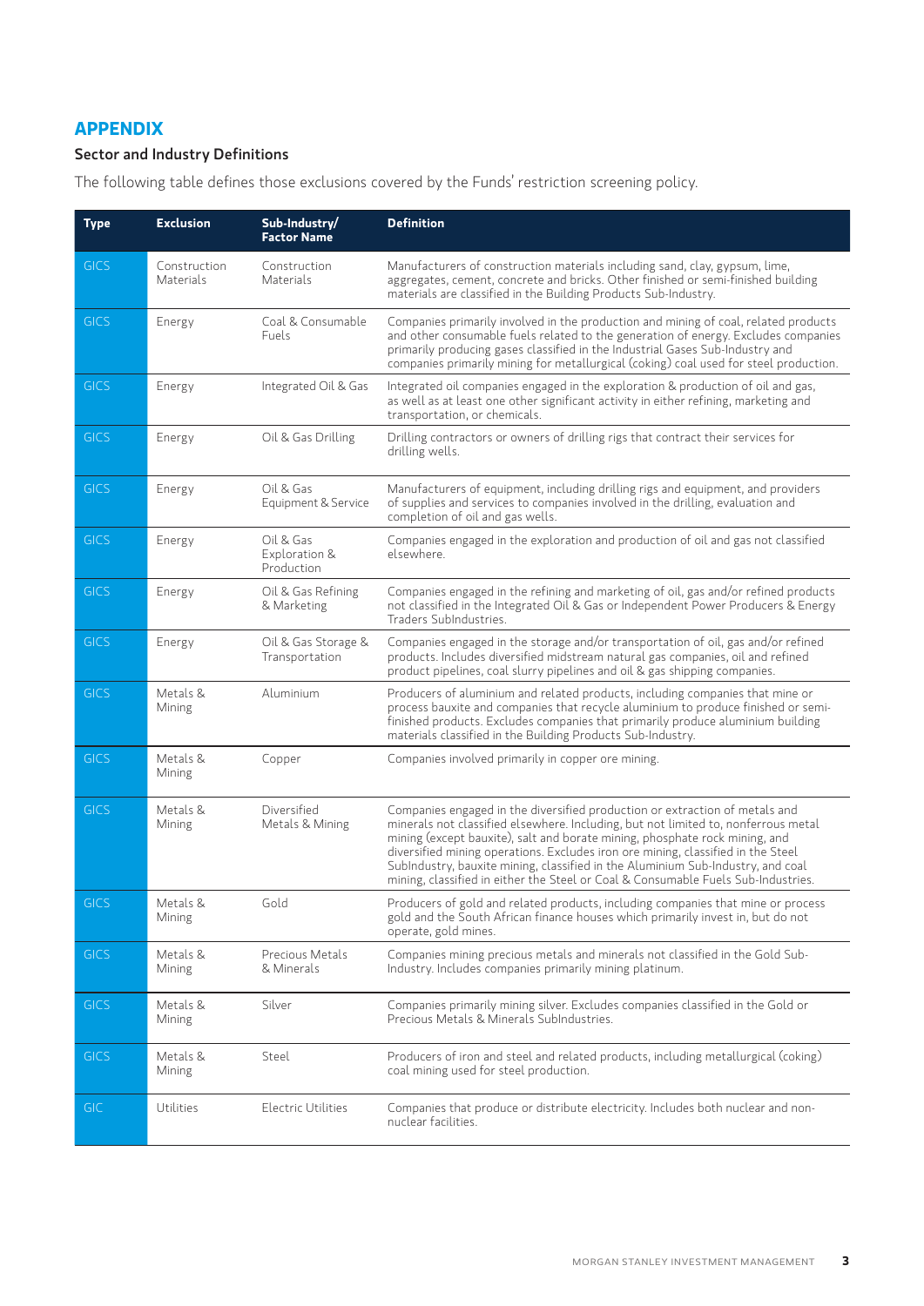## APPENDIX

### Sector and Industry Definitions

The following table defines those exclusions covered by the Funds' restriction screening policy.

| Type | Exclusion | Sub-Industry/ Factor Name | Definition |
|---|---|---|---|
| GICS | Construction Materials | Construction Materials | Manufacturers of construction materials including sand, clay, gypsum, lime, aggregates, cement, concrete and bricks. Other finished or semi-finished building materials are classified in the Building Products Sub-Industry. |
| GICS | Energy | Coal & Consumable Fuels | Companies primarily involved in the production and mining of coal, related products and other consumable fuels related to the generation of energy. Excludes companies primarily producing gases classified in the Industrial Gases Sub-Industry and companies primarily mining for metallurgical (coking) coal used for steel production. |
| GICS | Energy | Integrated Oil & Gas | Integrated oil companies engaged in the exploration & production of oil and gas, as well as at least one other significant activity in either refining, marketing and transportation, or chemicals. |
| GICS | Energy | Oil & Gas Drilling | Drilling contractors or owners of drilling rigs that contract their services for drilling wells. |
| GICS | Energy | Oil & Gas Equipment & Service | Manufacturers of equipment, including drilling rigs and equipment, and providers of supplies and services to companies involved in the drilling, evaluation and completion of oil and gas wells. |
| GICS | Energy | Oil & Gas Exploration & Production | Companies engaged in the exploration and production of oil and gas not classified elsewhere. |
| GICS | Energy | Oil & Gas Refining & Marketing | Companies engaged in the refining and marketing of oil, gas and/or refined products not classified in the Integrated Oil & Gas or Independent Power Producers & Energy Traders SubIndustries. |
| GICS | Energy | Oil & Gas Storage & Transportation | Companies engaged in the storage and/or transportation of oil, gas and/or refined products. Includes diversified midstream natural gas companies, oil and refined product pipelines, coal slurry pipelines and oil & gas shipping companies. |
| GICS | Metals & Mining | Aluminium | Producers of aluminium and related products, including companies that mine or process bauxite and companies that recycle aluminium to produce finished or semi-finished products. Excludes companies that primarily produce aluminium building materials classified in the Building Products Sub-Industry. |
| GICS | Metals & Mining | Copper | Companies involved primarily in copper ore mining. |
| GICS | Metals & Mining | Diversified Metals & Mining | Companies engaged in the diversified production or extraction of metals and minerals not classified elsewhere. Including, but not limited to, nonferrous metal mining (except bauxite), salt and borate mining, phosphate rock mining, and diversified mining operations. Excludes iron ore mining, classified in the Steel SubIndustry, bauxite mining, classified in the Aluminium Sub-Industry, and coal mining, classified in either the Steel or Coal & Consumable Fuels Sub-Industries. |
| GICS | Metals & Mining | Gold | Producers of gold and related products, including companies that mine or process gold and the South African finance houses which primarily invest in, but do not operate, gold mines. |
| GICS | Metals & Mining | Precious Metals & Minerals | Companies mining precious metals and minerals not classified in the Gold Sub-Industry. Includes companies primarily mining platinum. |
| GICS | Metals & Mining | Silver | Companies primarily mining silver. Excludes companies classified in the Gold or Precious Metals & Minerals SubIndustries. |
| GICS | Metals & Mining | Steel | Producers of iron and steel and related products, including metallurgical (coking) coal mining used for steel production. |
| GIC | Utilities | Electric Utilities | Companies that produce or distribute electricity. Includes both nuclear and non-nuclear facilities. |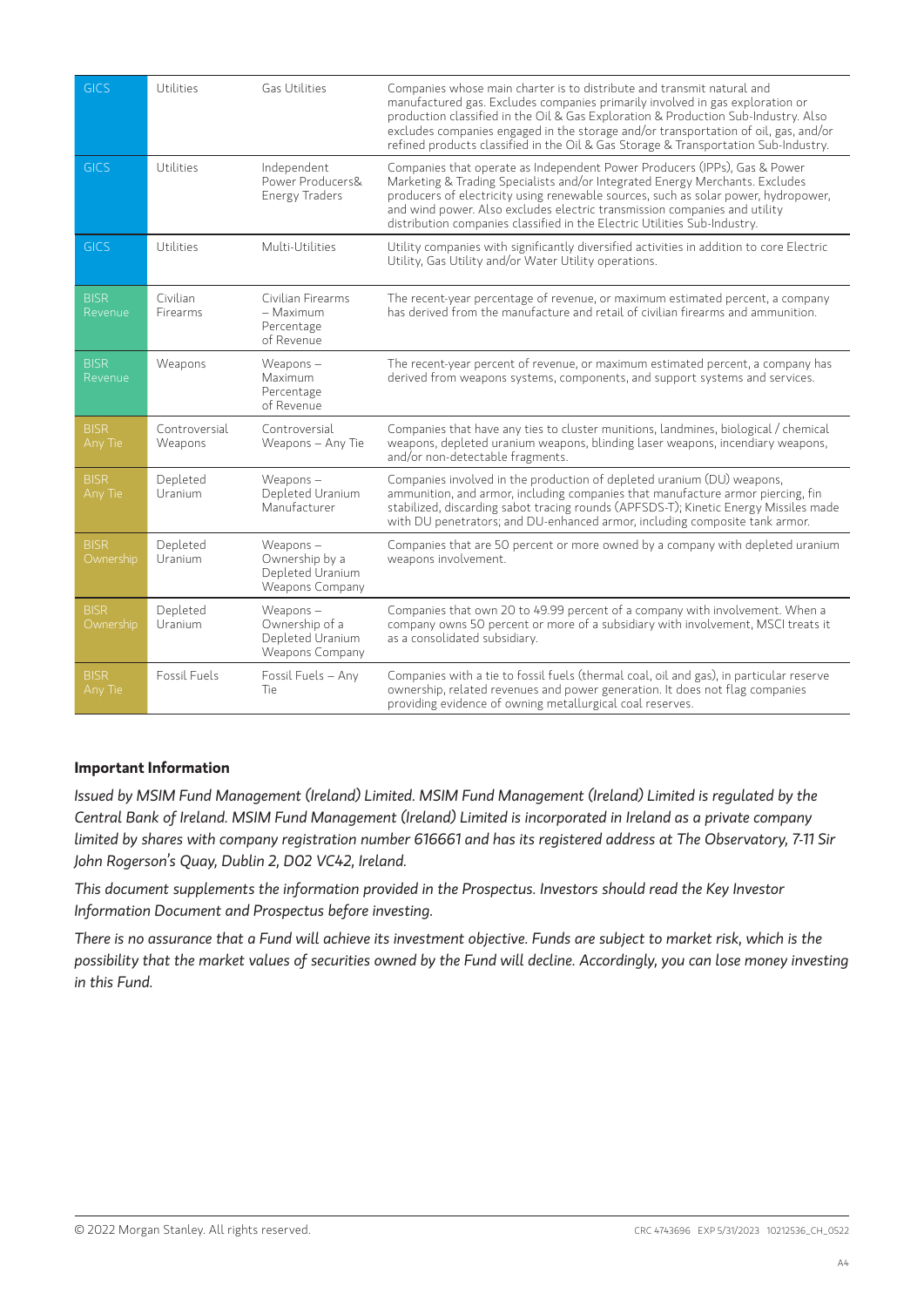| | | | |
|---|---|---|---|
| GICS | Utilities | Gas Utilities | Companies whose main charter is to distribute and transmit natural and manufactured gas. Excludes companies primarily involved in gas exploration or production classified in the Oil & Gas Exploration & Production Sub-Industry. Also excludes companies engaged in the storage and/or transportation of oil, gas, and/or refined products classified in the Oil & Gas Storage & Transportation Sub-Industry. |
| GICS | Utilities | Independent Power Producers& Energy Traders | Companies that operate as Independent Power Producers (IPPs), Gas & Power Marketing & Trading Specialists and/or Integrated Energy Merchants. Excludes producers of electricity using renewable sources, such as solar power, hydropower, and wind power. Also excludes electric transmission companies and utility distribution companies classified in the Electric Utilities Sub-Industry. |
| GICS | Utilities | Multi-Utilities | Utility companies with significantly diversified activities in addition to core Electric Utility, Gas Utility and/or Water Utility operations. |
| BISR Revenue | Civilian Firearms | Civilian Firearms – Maximum Percentage of Revenue | The recent-year percentage of revenue, or maximum estimated percent, a company has derived from the manufacture and retail of civilian firearms and ammunition. |
| BISR Revenue | Weapons | Weapons – Maximum Percentage of Revenue | The recent-year percent of revenue, or maximum estimated percent, a company has derived from weapons systems, components, and support systems and services. |
| BISR Any Tie | Controversial Weapons | Controversial Weapons – Any Tie | Companies that have any ties to cluster munitions, landmines, biological / chemical weapons, depleted uranium weapons, blinding laser weapons, incendiary weapons, and/or non-detectable fragments. |
| BISR Any Tie | Depleted Uranium | Weapons – Depleted Uranium Manufacturer | Companies involved in the production of depleted uranium (DU) weapons, ammunition, and armor, including companies that manufacture armor piercing, fin stabilized, discarding sabot tracing rounds (APFSDS-T); Kinetic Energy Missiles made with DU penetrators; and DU-enhanced armor, including composite tank armor. |
| BISR Ownership | Depleted Uranium | Weapons – Ownership by a Depleted Uranium Weapons Company | Companies that are 50 percent or more owned by a company with depleted uranium weapons involvement. |
| BISR Ownership | Depleted Uranium | Weapons – Ownership of a Depleted Uranium Weapons Company | Companies that own 20 to 49.99 percent of a company with involvement. When a company owns 50 percent or more of a subsidiary with involvement, MSCI treats it as a consolidated subsidiary. |
| BISR Any Tie | Fossil Fuels | Fossil Fuels – Any Tie | Companies with a tie to fossil fuels (thermal coal, oil and gas), in particular reserve ownership, related revenues and power generation. It does not flag companies providing evidence of owning metallurgical coal reserves. |

**Important Information**

*Issued by MSIM Fund Management (Ireland) Limited. MSIM Fund Management (Ireland) Limited is regulated by the Central Bank of Ireland. MSIM Fund Management (Ireland) Limited is incorporated in Ireland as a private company limited by shares with company registration number 616661 and has its registered address at The Observatory, 7-11 Sir John Rogerson's Quay, Dublin 2, D02 VC42, Ireland.*

*This document supplements the information provided in the Prospectus. Investors should read the Key Investor Information Document and Prospectus before investing.*

*There is no assurance that a Fund will achieve its investment objective. Funds are subject to market risk, which is the possibility that the market values of securities owned by the Fund will decline. Accordingly, you can lose money investing in this Fund.*

© 2022 Morgan Stanley. All rights reserved.

CRC 4743696 EXP 5/31/2023 10212536_CH_0522